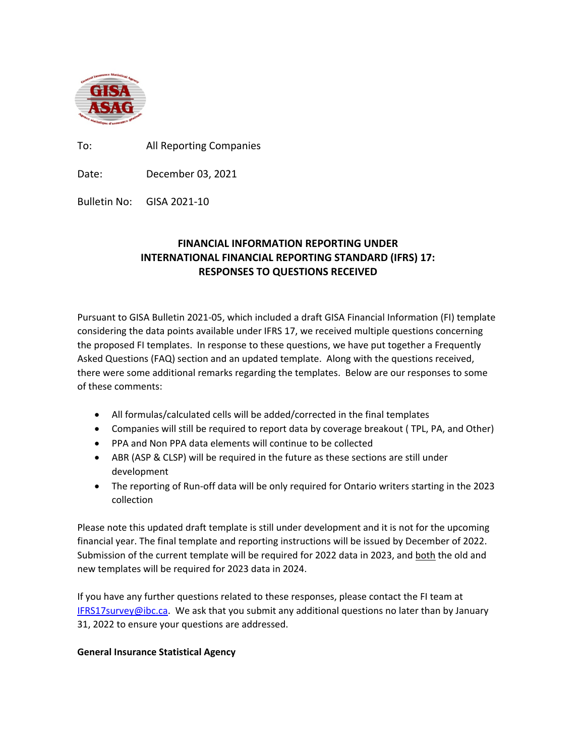To: All Reporting Companies

Date: December 03, 2021

Bulletin No: GISA 2021-10

## FINANCIAL INFORMATION REPORTING UNDER INTERNATIONAL FINANCIAL REPORTING STANDARD (IFRS) 17: RESPONSES TO QUESTIONS RECEIVED

Pursuant to GISA Bulletin 2021-05, which included a draft GISA Financial Information (FI) template considering the data points available under IFRS 17, we received multiple questions concerning the proposed FI templates. In response to these questions, we have put together a Frequently Asked Questions (FAQ) section and an updated template. Along with the questions received, there were some additional remarks regarding the templates. Below are our responses to some of these comments:

- All formulas/calculated cells will be added/corrected in the final templates
- Companies will still be required to report data by coverage breakout ( TPL, PA, and Other)
- PPA and Non PPA data elements will continue to be collected
- ABR (ASP & CLSP) will be required in the future as these sections are still under development
- The reporting of Run-off data will be only required for Ontario writers starting in the 2023 collection

Please note this updated draft template is still under development and it is not for the upcoming financial year. The final template and reporting instructions will be issued by December of 2022. Submission of the current template will be required for 2022 data in 2023, and both the old and new templates will be required for 2023 data in 2024.

If you have any further questions related to these responses, please contact the FI team at IFRS17survey@ibc.ca. We ask that you submit any additional questions no later than by January 31, 2022 to ensure your questions are addressed.

**General Insurance Statistical Agency**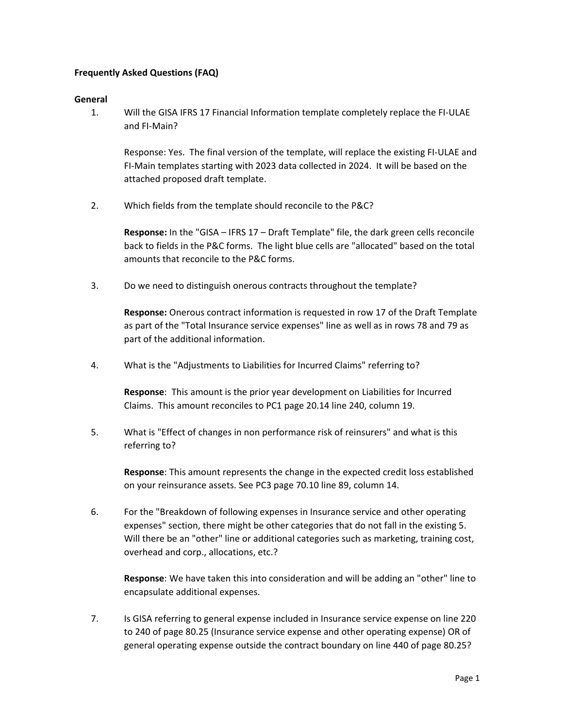**Frequently Asked Questions (FAQ)**

**General**

1. Will the GISA IFRS 17 Financial Information template completely replace the FI-ULAE and FI-Main?

   Response: Yes. The final version of the template, will replace the existing FI-ULAE and FI-Main templates starting with 2023 data collected in 2024. It will be based on the attached proposed draft template.

2. Which fields from the template should reconcile to the P&C?

   **Response:** In the "GISA – IFRS 17 – Draft Template" file, the dark green cells reconcile back to fields in the P&C forms. The light blue cells are "allocated" based on the total amounts that reconcile to the P&C forms.

3. Do we need to distinguish onerous contracts throughout the template?

   **Response:** Onerous contract information is requested in row 17 of the Draft Template as part of the "Total Insurance service expenses" line as well as in rows 78 and 79 as part of the additional information.

4. What is the "Adjustments to Liabilities for Incurred Claims" referring to?

   **Response**: This amount is the prior year development on Liabilities for Incurred Claims. This amount reconciles to PC1 page 20.14 line 240, column 19.

5. What is "Effect of changes in non performance risk of reinsurers" and what is this referring to?

   **Response**: This amount represents the change in the expected credit loss established on your reinsurance assets. See PC3 page 70.10 line 89, column 14.

6. For the "Breakdown of following expenses in Insurance service and other operating expenses" section, there might be other categories that do not fall in the existing 5. Will there be an "other" line or additional categories such as marketing, training cost, overhead and corp., allocations, etc.?

   **Response**: We have taken this into consideration and will be adding an "other" line to encapsulate additional expenses.

7. Is GISA referring to general expense included in Insurance service expense on line 220 to 240 of page 80.25 (Insurance service expense and other operating expense) OR of general operating expense outside the contract boundary on line 440 of page 80.25?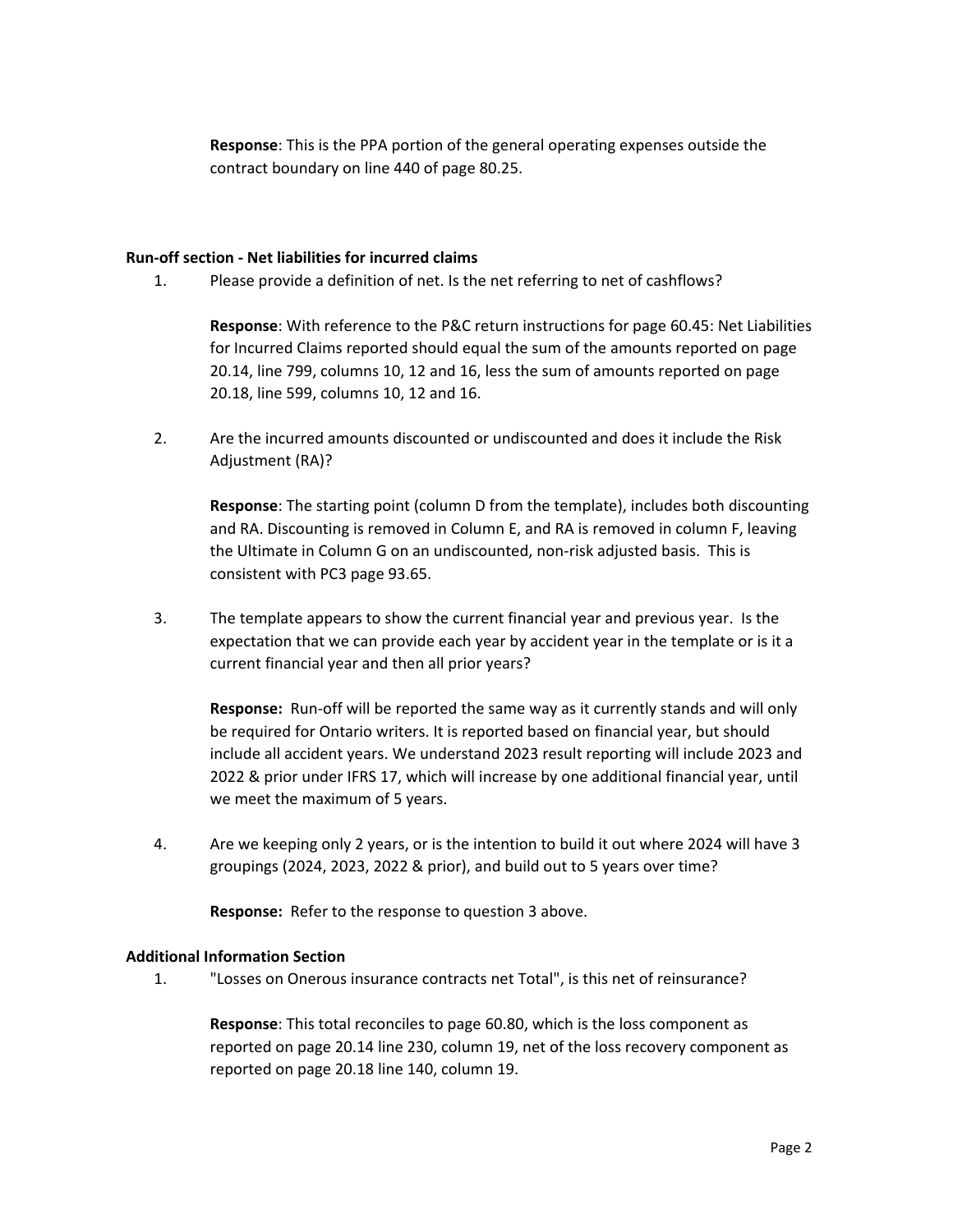**Response**: This is the PPA portion of the general operating expenses outside the contract boundary on line 440 of page 80.25.

**Run-off section - Net liabilities for incurred claims**

1. Please provide a definition of net. Is the net referring to net of cashflows?

   **Response**: With reference to the P&C return instructions for page 60.45: Net Liabilities for Incurred Claims reported should equal the sum of the amounts reported on page 20.14, line 799, columns 10, 12 and 16, less the sum of amounts reported on page 20.18, line 599, columns 10, 12 and 16.

2. Are the incurred amounts discounted or undiscounted and does it include the Risk Adjustment (RA)?

   **Response**: The starting point (column D from the template), includes both discounting and RA. Discounting is removed in Column E, and RA is removed in column F, leaving the Ultimate in Column G on an undiscounted, non-risk adjusted basis. This is consistent with PC3 page 93.65.

3. The template appears to show the current financial year and previous year. Is the expectation that we can provide each year by accident year in the template or is it a current financial year and then all prior years?

   **Response:** Run-off will be reported the same way as it currently stands and will only be required for Ontario writers. It is reported based on financial year, but should include all accident years. We understand 2023 result reporting will include 2023 and 2022 & prior under IFRS 17, which will increase by one additional financial year, until we meet the maximum of 5 years.

4. Are we keeping only 2 years, or is the intention to build it out where 2024 will have 3 groupings (2024, 2023, 2022 & prior), and build out to 5 years over time?

   **Response:** Refer to the response to question 3 above.

**Additional Information Section**

1. "Losses on Onerous insurance contracts net Total", is this net of reinsurance?

   **Response**: This total reconciles to page 60.80, which is the loss component as reported on page 20.14 line 230, column 19, net of the loss recovery component as reported on page 20.18 line 140, column 19.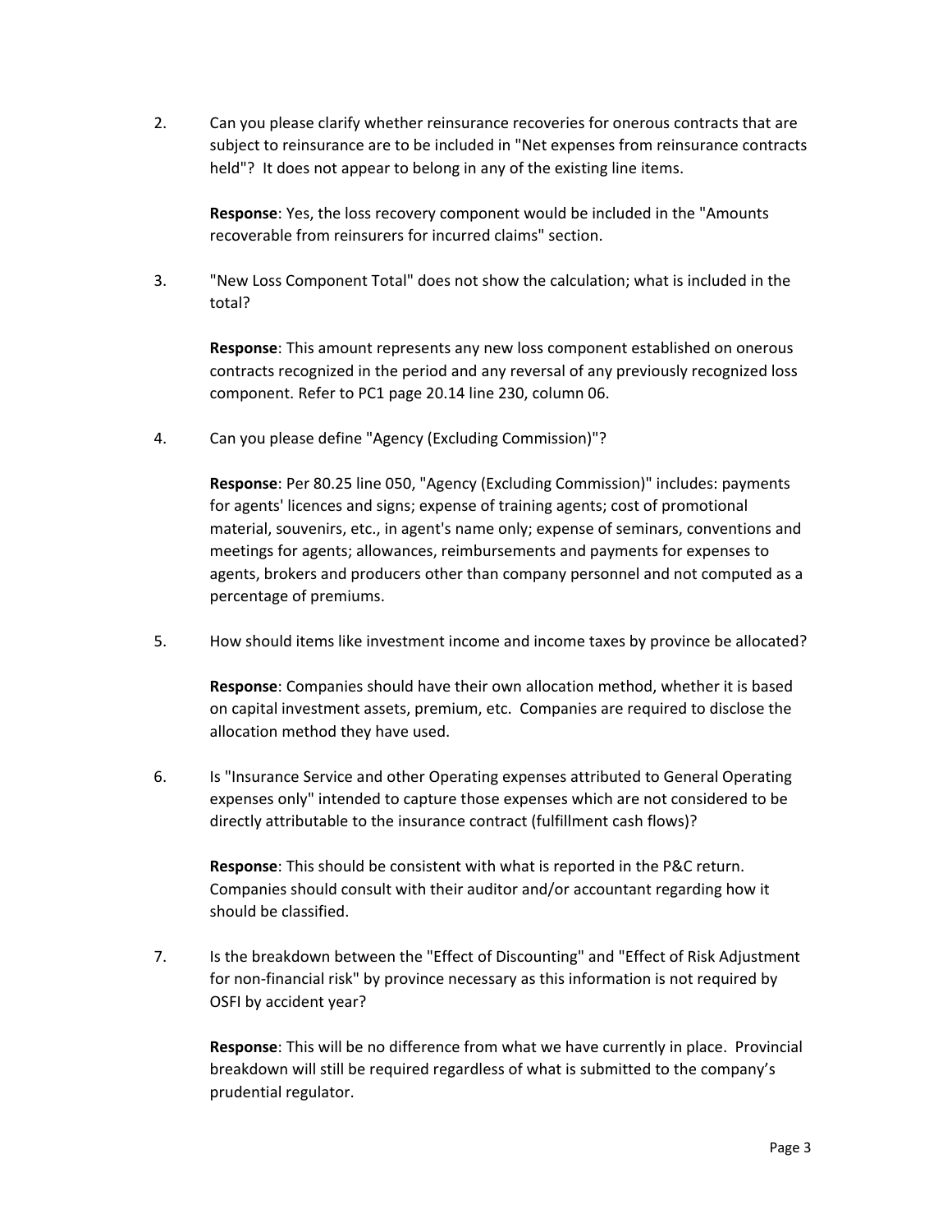2. Can you please clarify whether reinsurance recoveries for onerous contracts that are subject to reinsurance are to be included in "Net expenses from reinsurance contracts held"? It does not appear to belong in any of the existing line items.

   **Response**: Yes, the loss recovery component would be included in the "Amounts recoverable from reinsurers for incurred claims" section.

3. "New Loss Component Total" does not show the calculation; what is included in the total?

   **Response**: This amount represents any new loss component established on onerous contracts recognized in the period and any reversal of any previously recognized loss component. Refer to PC1 page 20.14 line 230, column 06.

4. Can you please define "Agency (Excluding Commission)"?

   **Response**: Per 80.25 line 050, "Agency (Excluding Commission)" includes: payments for agents' licences and signs; expense of training agents; cost of promotional material, souvenirs, etc., in agent's name only; expense of seminars, conventions and meetings for agents; allowances, reimbursements and payments for expenses to agents, brokers and producers other than company personnel and not computed as a percentage of premiums.

5. How should items like investment income and income taxes by province be allocated?

   **Response**: Companies should have their own allocation method, whether it is based on capital investment assets, premium, etc. Companies are required to disclose the allocation method they have used.

6. Is "Insurance Service and other Operating expenses attributed to General Operating expenses only" intended to capture those expenses which are not considered to be directly attributable to the insurance contract (fulfillment cash flows)?

   **Response**: This should be consistent with what is reported in the P&C return. Companies should consult with their auditor and/or accountant regarding how it should be classified.

7. Is the breakdown between the "Effect of Discounting" and "Effect of Risk Adjustment for non-financial risk" by province necessary as this information is not required by OSFI by accident year?

   **Response**: This will be no difference from what we have currently in place. Provincial breakdown will still be required regardless of what is submitted to the company's prudential regulator.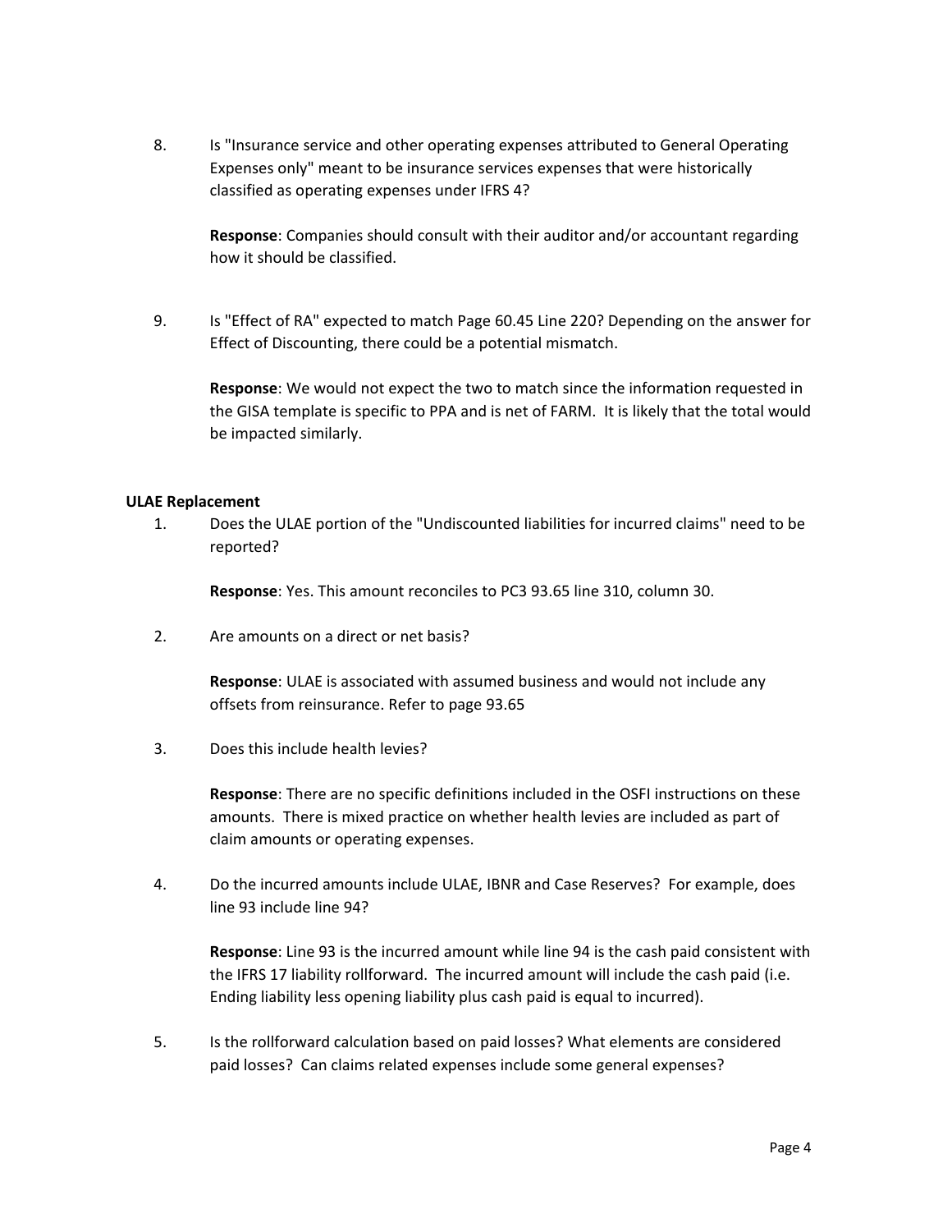8. Is "Insurance service and other operating expenses attributed to General Operating Expenses only" meant to be insurance services expenses that were historically classified as operating expenses under IFRS 4?

   **Response**: Companies should consult with their auditor and/or accountant regarding how it should be classified.

9. Is "Effect of RA" expected to match Page 60.45 Line 220? Depending on the answer for Effect of Discounting, there could be a potential mismatch.

   **Response**: We would not expect the two to match since the information requested in the GISA template is specific to PPA and is net of FARM. It is likely that the total would be impacted similarly.

**ULAE Replacement**

1. Does the ULAE portion of the "Undiscounted liabilities for incurred claims" need to be reported?

   **Response**: Yes. This amount reconciles to PC3 93.65 line 310, column 30.

2. Are amounts on a direct or net basis?

   **Response**: ULAE is associated with assumed business and would not include any offsets from reinsurance. Refer to page 93.65

3. Does this include health levies?

   **Response**: There are no specific definitions included in the OSFI instructions on these amounts. There is mixed practice on whether health levies are included as part of claim amounts or operating expenses.

4. Do the incurred amounts include ULAE, IBNR and Case Reserves? For example, does line 93 include line 94?

   **Response**: Line 93 is the incurred amount while line 94 is the cash paid consistent with the IFRS 17 liability rollforward. The incurred amount will include the cash paid (i.e. Ending liability less opening liability plus cash paid is equal to incurred).

5. Is the rollforward calculation based on paid losses? What elements are considered paid losses? Can claims related expenses include some general expenses?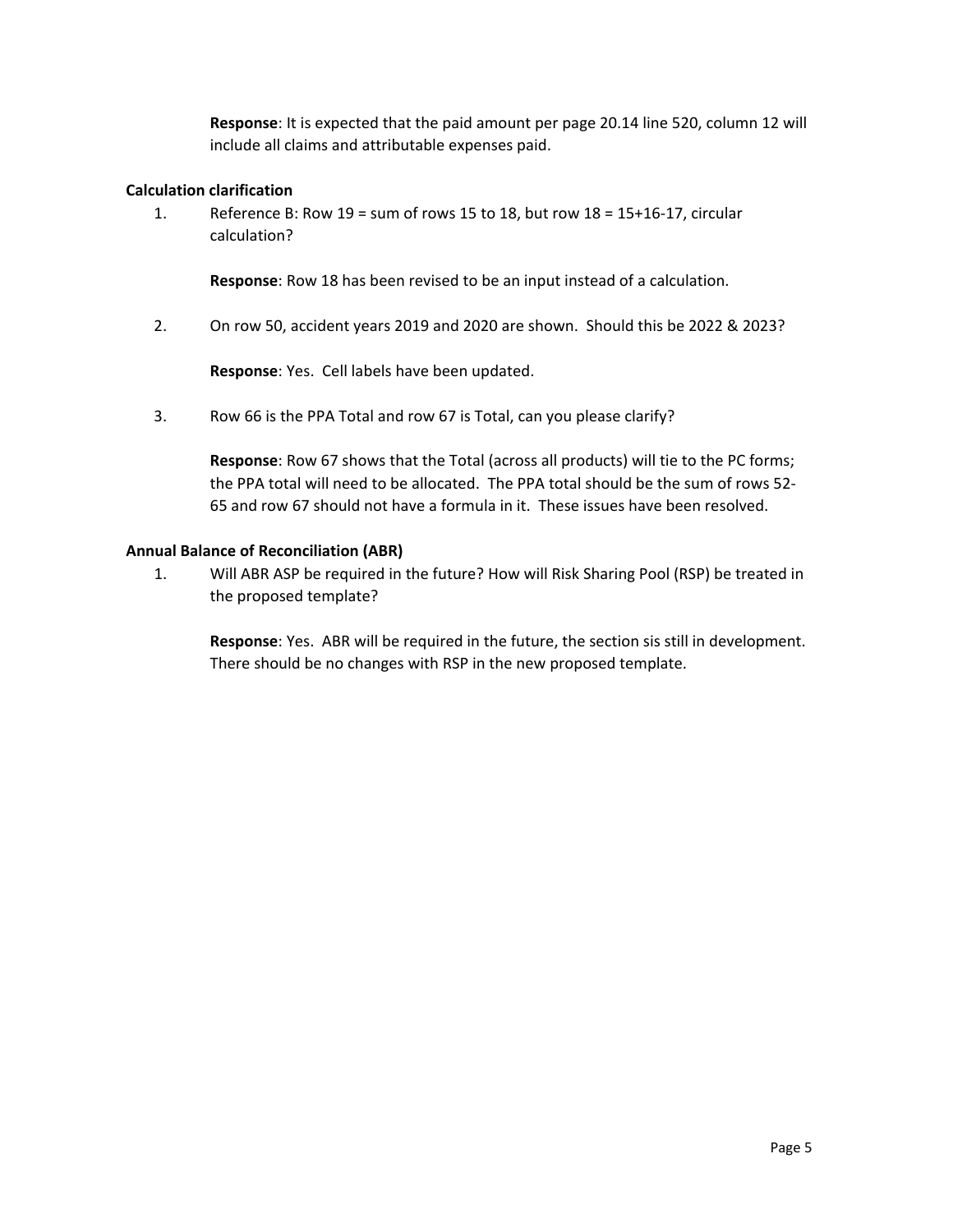**Response**: It is expected that the paid amount per page 20.14 line 520, column 12 will include all claims and attributable expenses paid.

**Calculation clarification**

1. Reference B: Row 19 = sum of rows 15 to 18, but row 18 = 15+16-17, circular calculation?

   **Response**: Row 18 has been revised to be an input instead of a calculation.

2. On row 50, accident years 2019 and 2020 are shown. Should this be 2022 & 2023?

   **Response**: Yes. Cell labels have been updated.

3. Row 66 is the PPA Total and row 67 is Total, can you please clarify?

   **Response**: Row 67 shows that the Total (across all products) will tie to the PC forms; the PPA total will need to be allocated. The PPA total should be the sum of rows 52-65 and row 67 should not have a formula in it. These issues have been resolved.

**Annual Balance of Reconciliation (ABR)**

1. Will ABR ASP be required in the future? How will Risk Sharing Pool (RSP) be treated in the proposed template?

   **Response**: Yes. ABR will be required in the future, the section sis still in development. There should be no changes with RSP in the new proposed template.